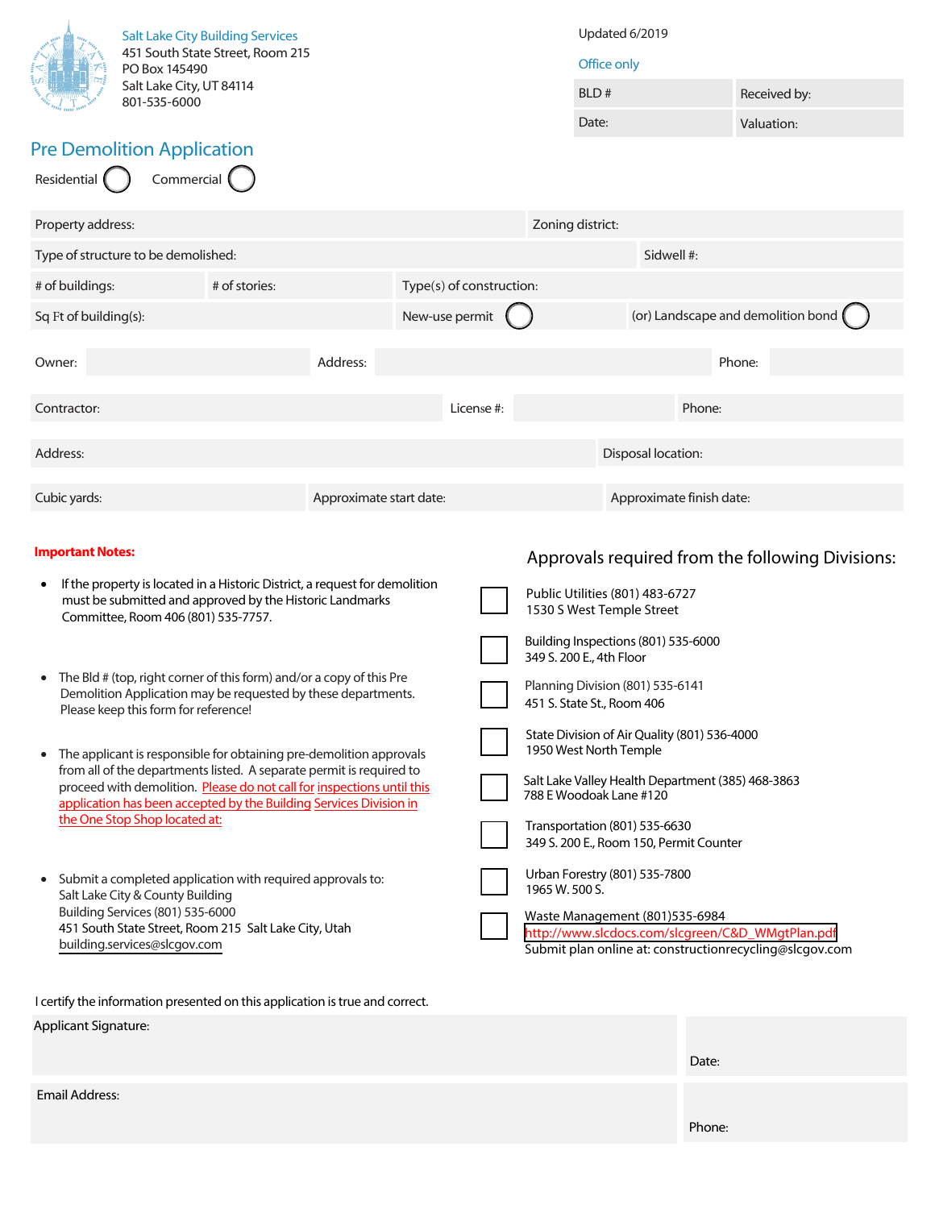Salt Lake City Building Services
451 South State Street, Room 215
PO Box 145490
Salt Lake City, UT 84114
801-535-6000

Updated 6/2019

Office only

| BLD # | Received by: |
|---|---|
| Date: | Valuation: |

# Pre Demolition Application

Residential ◯ Commercial ◯

| Property address: | | Zoning district: |
|---|---|---|
| Type of structure to be demolished: | | Sidwell #: |
| # of buildings: | # of stories: | Type(s) of construction: |
| Sq Ft of building(s): | New-use permit ◯ | (or) Landscape and demolition bond ◯ |

| Owner: | Address: | Phone: |
|---|---|---|

| Contractor: | License #: | Phone: |
|---|---|---|

| Address: | Disposal location: |
|---|---|

| Cubic yards: | Approximate start date: | Approximate finish date: |
|---|---|---|

**Important Notes:**

- If the property is located in a Historic District, a request for demolition must be submitted and approved by the Historic Landmarks Committee, Room 406 (801) 535-7757.
- The Bld # (top, right corner of this form) and/or a copy of this Pre Demolition Application may be requested by these departments. Please keep this form for reference!
- The applicant is responsible for obtaining pre-demolition approvals from all of the departments listed. A separate permit is required to proceed with demolition. Please do not call for inspections until this application has been accepted by the Building Services Division in the One Stop Shop located at:
- Submit a completed application with required approvals to:
  Salt Lake City & County Building
  Building Services (801) 535-6000
  451 South State Street, Room 215 Salt Lake City, Utah
  building.services@slcgov.com

## Approvals required from the following Divisions:

- ☐ Public Utilities (801) 483-6727
  1530 S West Temple Street
- ☐ Building Inspections (801) 535-6000
  349 S. 200 E., 4th Floor
- ☐ Planning Division (801) 535-6141
  451 S. State St., Room 406
- ☐ State Division of Air Quality (801) 536-4000
  1950 West North Temple
- ☐ Salt Lake Valley Health Department (385) 468-3863
  788 E Woodoak Lane #120
- ☐ Transportation (801) 535-6630
  349 S. 200 E., Room 150, Permit Counter
- ☐ Urban Forestry (801) 535-7800
  1965 W. 500 S.
- ☐ Waste Management (801)535-6984
  http://www.slcdocs.com/slcgreen/C&D_WMgtPlan.pdf
  Submit plan online at: constructionrecycling@slcgov.com

I certify the information presented on this application is true and correct.

| Applicant Signature: | Date: |
|---|---|
| Email Address: | Phone: |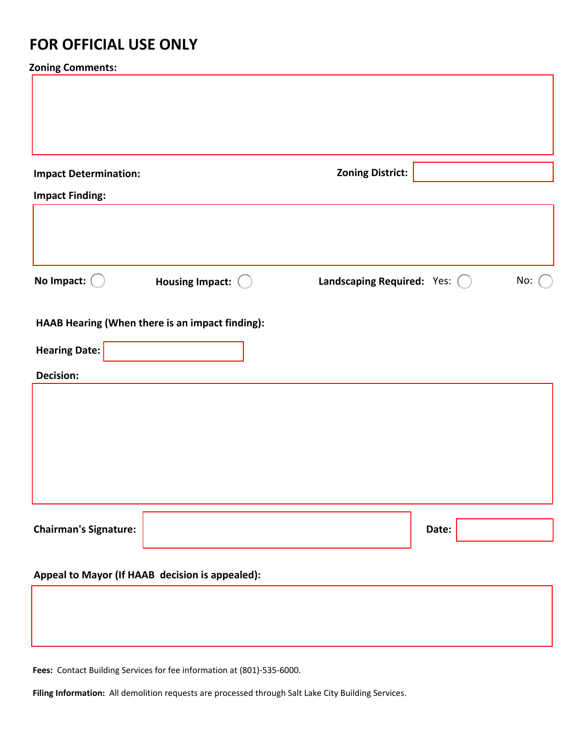# FOR OFFICIAL USE ONLY

**Zoning Comments:**

**Impact Determination:**

**Zoning District:**

**Impact Finding:**

**No Impact:** ◯ **Housing Impact:** ◯ **Landscaping Required:** Yes: ◯ No: ◯

**HAAB Hearing (When there is an impact finding):**

**Hearing Date:**

**Decision:**

**Chairman's Signature:**

**Date:**

**Appeal to Mayor (If HAAB decision is appealed):**

**Fees:** Contact Building Services for fee information at (801)-535-6000.

**Filing Information:** All demolition requests are processed through Salt Lake City Building Services.